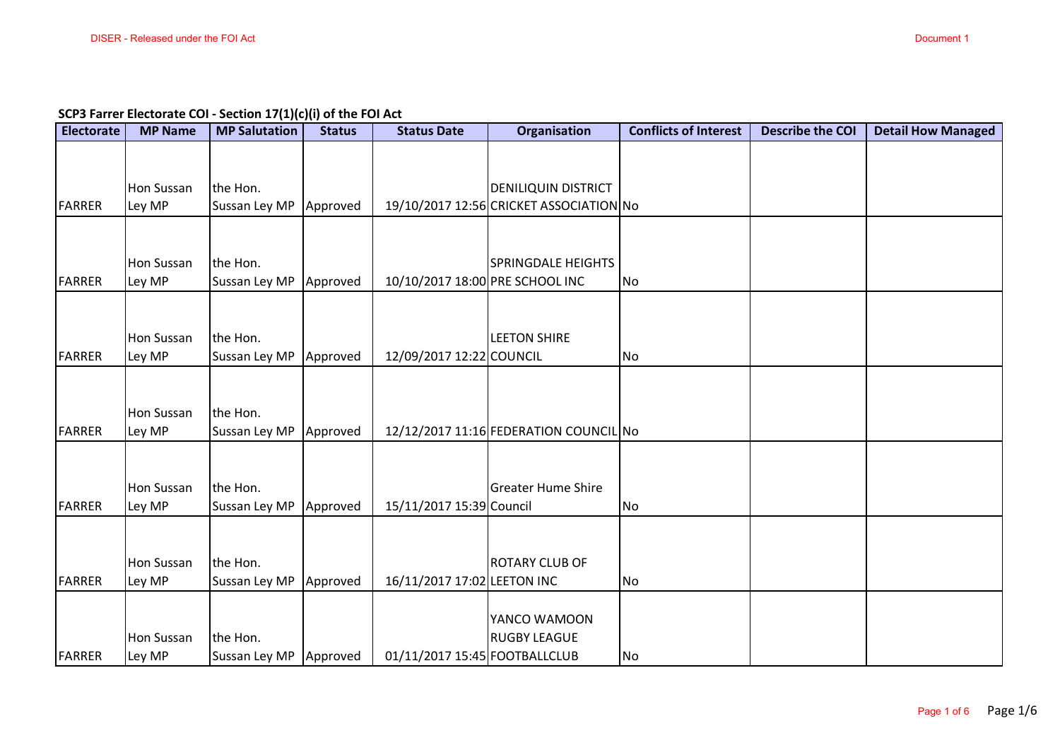DISER - Released under the FOI Act

Document 1

**SCP3 Farrer Electorate COI - Section 17(1)(c)(i) of the FOI Act**

| Electorate | MP Name | MP Salutation | Status | Status Date | Organisation | Conflicts of Interest | Describe the COI | Detail How Managed |
|---|---|---|---|---|---|---|---|---|
| FARRER | Hon Sussan Ley MP | the Hon. Sussan Ley MP | Approved | 19/10/2017 12:56 | DENILIQUIN DISTRICT CRICKET ASSOCIATION | No | | |
| FARRER | Hon Sussan Ley MP | the Hon. Sussan Ley MP | Approved | 10/10/2017 18:00 | SPRINGDALE HEIGHTS PRE SCHOOL INC | No | | |
| FARRER | Hon Sussan Ley MP | the Hon. Sussan Ley MP | Approved | 12/09/2017 12:22 | LEETON SHIRE COUNCIL | No | | |
| FARRER | Hon Sussan Ley MP | the Hon. Sussan Ley MP | Approved | 12/12/2017 11:16 | FEDERATION COUNCIL | No | | |
| FARRER | Hon Sussan Ley MP | the Hon. Sussan Ley MP | Approved | 15/11/2017 15:39 | Greater Hume Shire Council | No | | |
| FARRER | Hon Sussan Ley MP | the Hon. Sussan Ley MP | Approved | 16/11/2017 17:02 | ROTARY CLUB OF LEETON INC | No | | |
| FARRER | Hon Sussan Ley MP | the Hon. Sussan Ley MP | Approved | 01/11/2017 15:45 | YANCO WAMOON RUGBY LEAGUE FOOTBALLCLUB | No | | |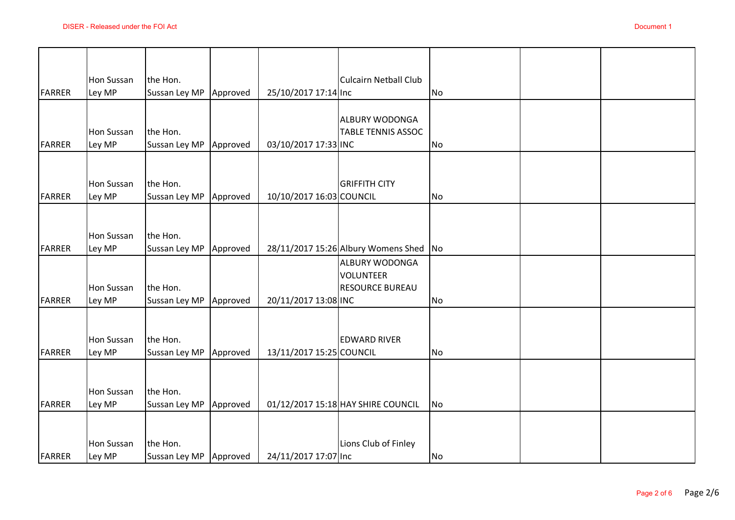| | | | | | | | | |
|---|---|---|---|---|---|---|---|---|
| FARRER | Hon Sussan Ley MP | the Hon. Sussan Ley MP | Approved | 25/10/2017 17:14 | Culcairn Netball Club Inc | No | | |
| FARRER | Hon Sussan Ley MP | the Hon. Sussan Ley MP | Approved | 03/10/2017 17:33 | ALBURY WODONGA TABLE TENNIS ASSOC INC | No | | |
| FARRER | Hon Sussan Ley MP | the Hon. Sussan Ley MP | Approved | 10/10/2017 16:03 | GRIFFITH CITY COUNCIL | No | | |
| FARRER | Hon Sussan Ley MP | the Hon. Sussan Ley MP | Approved | 28/11/2017 15:26 | Albury Womens Shed | No | | |
| FARRER | Hon Sussan Ley MP | the Hon. Sussan Ley MP | Approved | 20/11/2017 13:08 | ALBURY WODONGA VOLUNTEER RESOURCE BUREAU INC | No | | |
| FARRER | Hon Sussan Ley MP | the Hon. Sussan Ley MP | Approved | 13/11/2017 15:25 | EDWARD RIVER COUNCIL | No | | |
| FARRER | Hon Sussan Ley MP | the Hon. Sussan Ley MP | Approved | 01/12/2017 15:18 | HAY SHIRE COUNCIL | No | | |
| FARRER | Hon Sussan Ley MP | the Hon. Sussan Ley MP | Approved | 24/11/2017 17:07 | Lions Club of Finley Inc | No | | |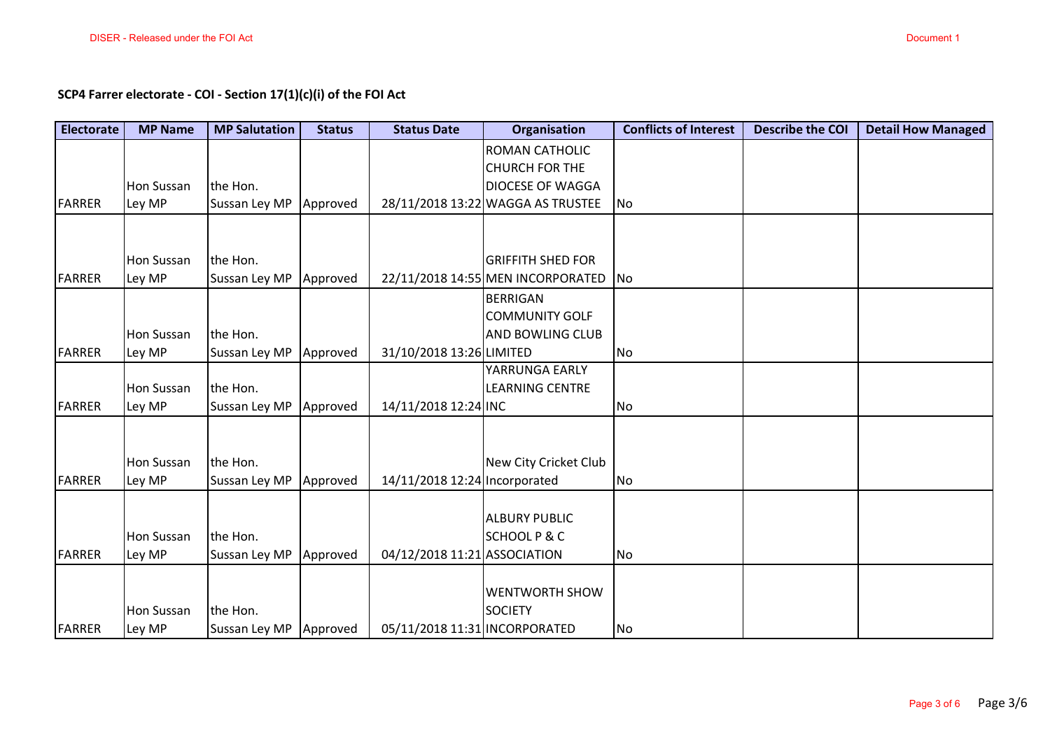**SCP4 Farrer electorate - COI - Section 17(1)(c)(i) of the FOI Act**

| Electorate | MP Name | MP Salutation | Status | Status Date | Organisation | Conflicts of Interest | Describe the COI | Detail How Managed |
|---|---|---|---|---|---|---|---|---|
| FARRER | Hon Sussan Ley MP | the Hon. Sussan Ley MP | Approved | 28/11/2018 13:22 | ROMAN CATHOLIC CHURCH FOR THE DIOCESE OF WAGGA WAGGA AS TRUSTEE | No | | |
| FARRER | Hon Sussan Ley MP | the Hon. Sussan Ley MP | Approved | 22/11/2018 14:55 | GRIFFITH SHED FOR MEN INCORPORATED | No | | |
| FARRER | Hon Sussan Ley MP | the Hon. Sussan Ley MP | Approved | 31/10/2018 13:26 | BERRIGAN COMMUNITY GOLF AND BOWLING CLUB LIMITED | No | | |
| FARRER | Hon Sussan Ley MP | the Hon. Sussan Ley MP | Approved | 14/11/2018 12:24 | YARRUNGA EARLY LEARNING CENTRE INC | No | | |
| FARRER | Hon Sussan Ley MP | the Hon. Sussan Ley MP | Approved | 14/11/2018 12:24 | New City Cricket Club Incorporated | No | | |
| FARRER | Hon Sussan Ley MP | the Hon. Sussan Ley MP | Approved | 04/12/2018 11:21 | ALBURY PUBLIC SCHOOL P & C ASSOCIATION | No | | |
| FARRER | Hon Sussan Ley MP | the Hon. Sussan Ley MP | Approved | 05/11/2018 11:31 | WENTWORTH SHOW SOCIETY INCORPORATED | No | | |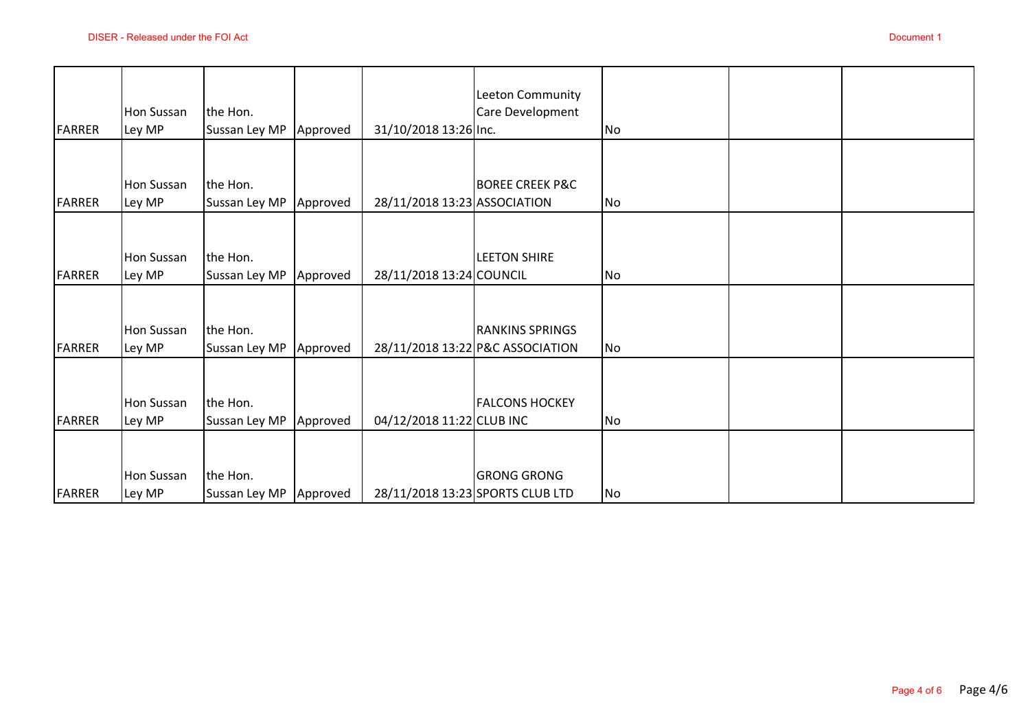| | | | | | | | | |
|---|---|---|---|---|---|---|---|---|
| FARRER | Hon Sussan Ley MP | the Hon. Sussan Ley MP | Approved | 31/10/2018 13:26 | Leeton Community Care Development Inc. | No | | |
| FARRER | Hon Sussan Ley MP | the Hon. Sussan Ley MP | Approved | 28/11/2018 13:23 | BOREE CREEK P&C ASSOCIATION | No | | |
| FARRER | Hon Sussan Ley MP | the Hon. Sussan Ley MP | Approved | 28/11/2018 13:24 | LEETON SHIRE COUNCIL | No | | |
| FARRER | Hon Sussan Ley MP | the Hon. Sussan Ley MP | Approved | 28/11/2018 13:22 | RANKINS SPRINGS P&C ASSOCIATION | No | | |
| FARRER | Hon Sussan Ley MP | the Hon. Sussan Ley MP | Approved | 04/12/2018 11:22 | FALCONS HOCKEY CLUB INC | No | | |
| FARRER | Hon Sussan Ley MP | the Hon. Sussan Ley MP | Approved | 28/11/2018 13:23 | GRONG GRONG SPORTS CLUB LTD | No | | |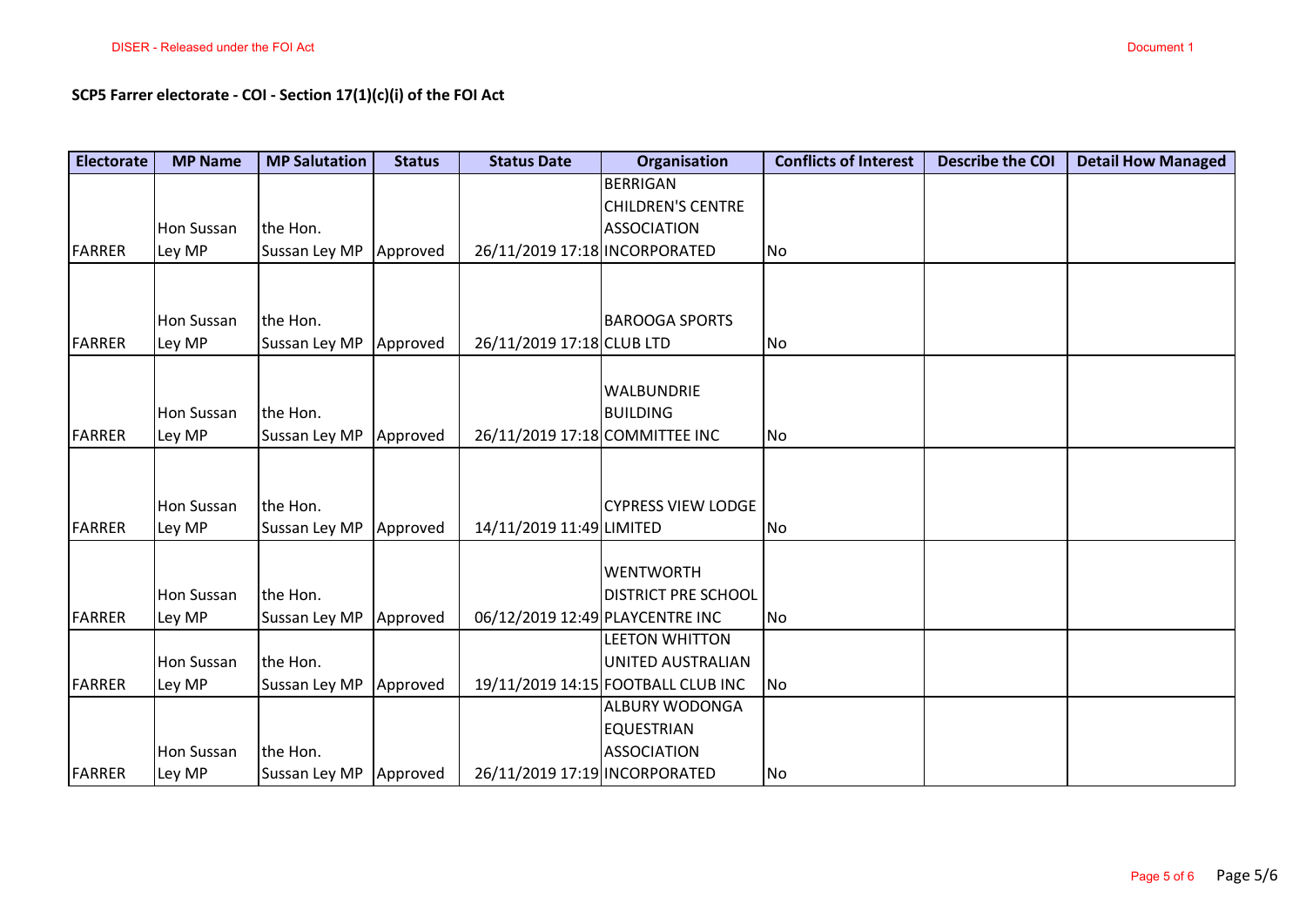**SCP5 Farrer electorate - COI - Section 17(1)(c)(i) of the FOI Act**

| Electorate | MP Name | MP Salutation | Status | Status Date | Organisation | Conflicts of Interest | Describe the COI | Detail How Managed |
|---|---|---|---|---|---|---|---|---|
| FARRER | Hon Sussan Ley MP | the Hon. Sussan Ley MP | Approved | 26/11/2019 17:18 | BERRIGAN CHILDREN'S CENTRE ASSOCIATION INCORPORATED | No | | |
| FARRER | Hon Sussan Ley MP | the Hon. Sussan Ley MP | Approved | 26/11/2019 17:18 | BAROOGA SPORTS CLUB LTD | No | | |
| FARRER | Hon Sussan Ley MP | the Hon. Sussan Ley MP | Approved | 26/11/2019 17:18 | WALBUNDRIE BUILDING COMMITTEE INC | No | | |
| FARRER | Hon Sussan Ley MP | the Hon. Sussan Ley MP | Approved | 14/11/2019 11:49 | CYPRESS VIEW LODGE LIMITED | No | | |
| FARRER | Hon Sussan Ley MP | the Hon. Sussan Ley MP | Approved | 06/12/2019 12:49 | WENTWORTH DISTRICT PRE SCHOOL PLAYCENTRE INC | No | | |
| FARRER | Hon Sussan Ley MP | the Hon. Sussan Ley MP | Approved | 19/11/2019 14:15 | LEETON WHITTON UNITED AUSTRALIAN FOOTBALL CLUB INC | No | | |
| FARRER | Hon Sussan Ley MP | the Hon. Sussan Ley MP | Approved | 26/11/2019 17:19 | ALBURY WODONGA EQUESTRIAN ASSOCIATION INCORPORATED | No | | |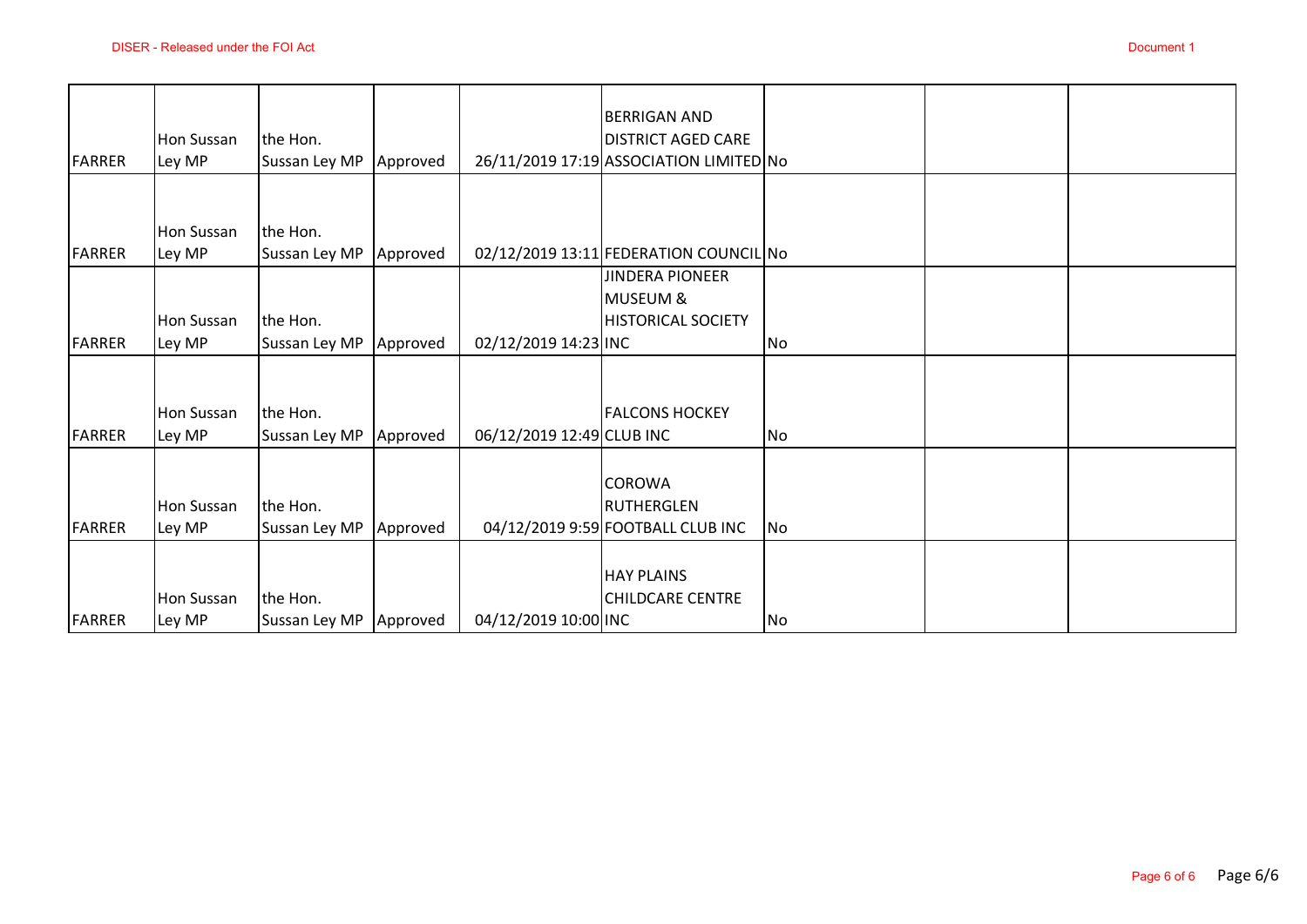| | | | | | | | | |
|---|---|---|---|---|---|---|---|---|
| FARRER | Hon Sussan Ley MP | the Hon. Sussan Ley MP | Approved | 26/11/2019 17:19 | BERRIGAN AND DISTRICT AGED CARE ASSOCIATION LIMITED | No | | |
| FARRER | Hon Sussan Ley MP | the Hon. Sussan Ley MP | Approved | 02/12/2019 13:11 | FEDERATION COUNCIL | No | | |
| FARRER | Hon Sussan Ley MP | the Hon. Sussan Ley MP | Approved | 02/12/2019 14:23 | JINDERA PIONEER MUSEUM & HISTORICAL SOCIETY INC | No | | |
| FARRER | Hon Sussan Ley MP | the Hon. Sussan Ley MP | Approved | 06/12/2019 12:49 | FALCONS HOCKEY CLUB INC | No | | |
| FARRER | Hon Sussan Ley MP | the Hon. Sussan Ley MP | Approved | 04/12/2019 9:59 | COROWA RUTHERGLEN FOOTBALL CLUB INC | No | | |
| FARRER | Hon Sussan Ley MP | the Hon. Sussan Ley MP | Approved | 04/12/2019 10:00 | HAY PLAINS CHILDCARE CENTRE INC | No | | |